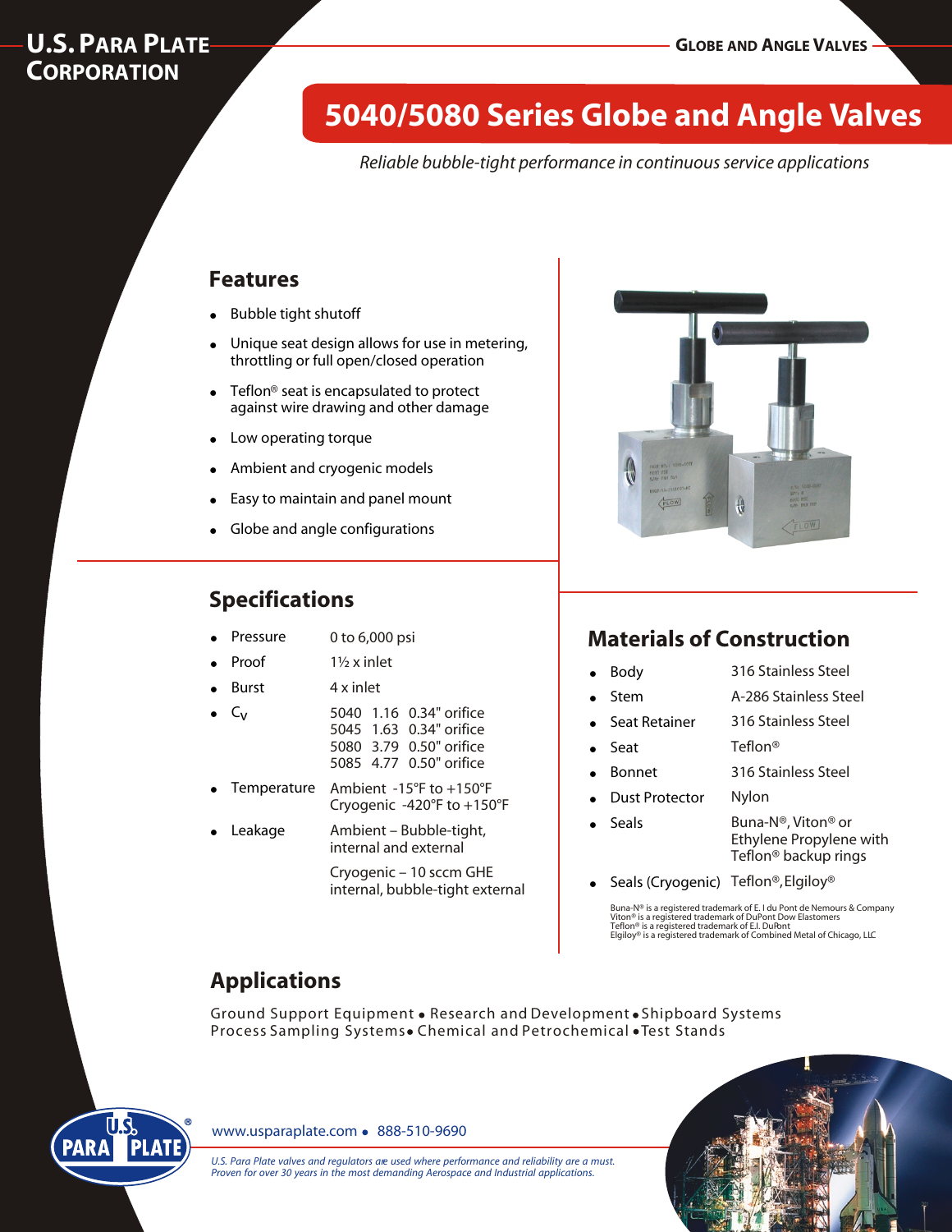U.S. PARA PLATE CORPORATION

GLOBE AND ANGLE VALVES

# 5040/5080 Series Globe and Angle Valves

*Reliable bubble-tight performance in continuous service applications*

## Features

- Bubble tight shutoff
- Unique seat design allows for use in metering, throttling or full open/closed operation
- Teflon® seat is encapsulated to protect against wire drawing and other damage
- Low operating torque
- Ambient and cryogenic models
- Easy to maintain and panel mount
- Globe and angle configurations

## Specifications

| | |
|---|---|
| • Pressure | 0 to 6,000 psi |
| • Proof | 1½ x inlet |
| • Burst | 4 x inlet |
| • $C_V$ | 5040 1.16 0.34" orifice<br>5045 1.63 0.34" orifice<br>5080 3.79 0.50" orifice<br>5085 4.77 0.50" orifice |
| • Temperature | Ambient -15°F to +150°F<br>Cryogenic -420°F to +150°F |
| • Leakage | Ambient – Bubble-tight, internal and external<br>Cryogenic – 10 sccm GHE internal, bubble-tight external |

## Materials of Construction

| | |
|---|---|
| • Body | 316 Stainless Steel |
| • Stem | A-286 Stainless Steel |
| • Seat Retainer | 316 Stainless Steel |
| • Seat | Teflon® |
| • Bonnet | 316 Stainless Steel |
| • Dust Protector | Nylon |
| • Seals | Buna-N®, Viton® or Ethylene Propylene with Teflon® backup rings |
| • Seals (Cryogenic) | Teflon®, Elgiloy® |

Buna-N® is a registered trademark of E. I du Pont de Nemours & Company
Viton® is a registered trademark of DuPont Dow Elastomers
Teflon® is a registered trademark of E.I. DuPont
Elgiloy® is a registered trademark of Combined Metal of Chicago, LLC

## Applications

Ground Support Equipment • Research and Development • Shipboard Systems
Process Sampling Systems • Chemical and Petrochemical • Test Stands

www.usparaplate.com • 888-510-9690

*U.S. Para Plate valves and regulators are used where performance and reliability are a must. Proven for over 30 years in the most demanding Aerospace and Industrial applications.*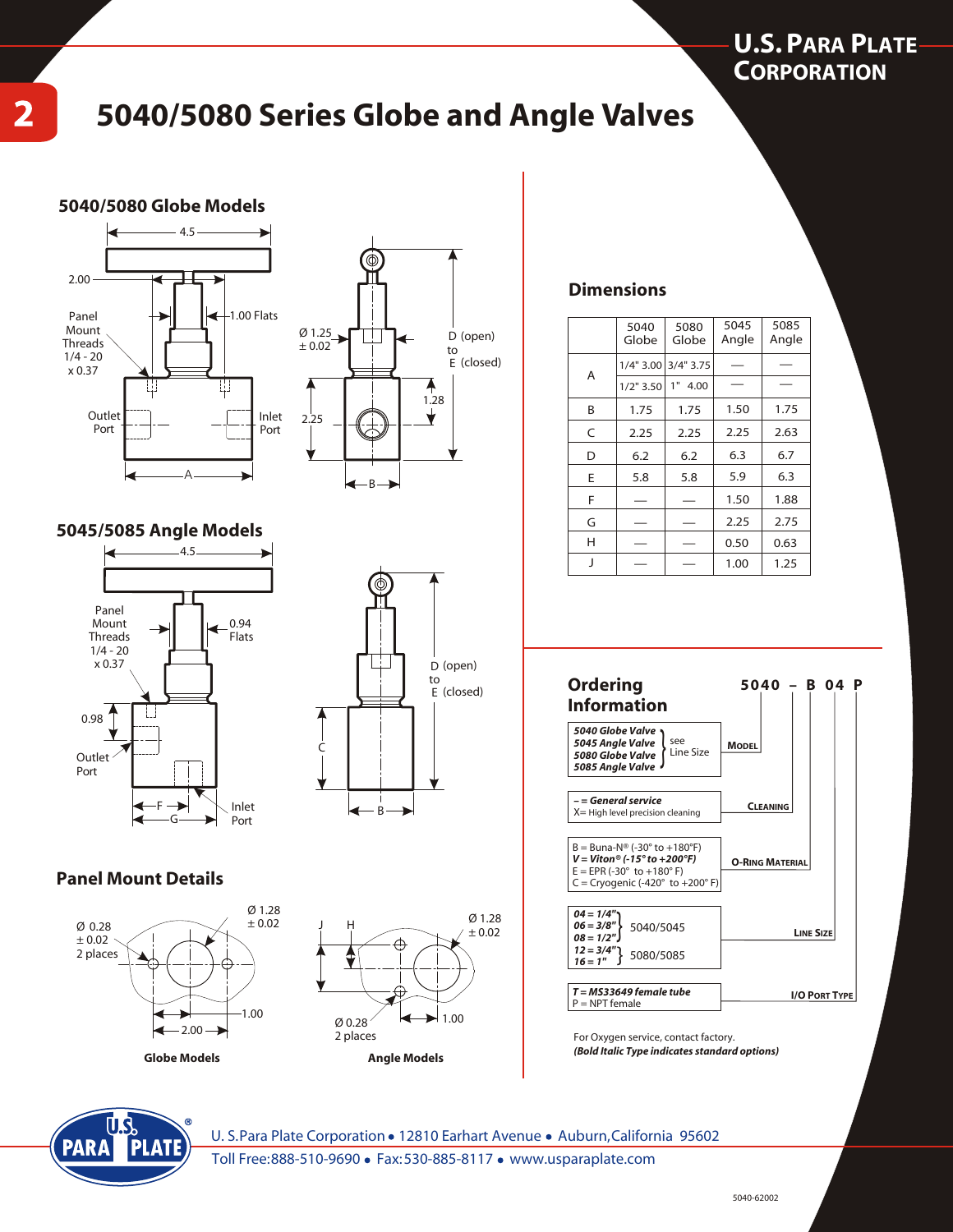# 5040/5080 Series Globe and Angle Valves

## 5040/5080 Globe Models

4.5
2.00
Panel Mount Threads 1/4 - 20 x 0.37
1.00 Flats
Outlet Port
Inlet Port
A
Ø 1.25 ± 0.02
D (open) to E (closed)
2.25
1.28
B

## 5045/5085 Angle Models

4.5
Panel Mount Threads 1/4 - 20 x 0.37
0.94 Flats
0.98
Outlet Port
Inlet Port
F
G
D (open) to E (closed)
C
B

## Panel Mount Details

Ø 0.28 ± 0.02 2 places
Ø 1.28 ± 0.02
1.00
2.00

**Globe Models**

J
H
Ø 1.28 ± 0.02
Ø 0.28 2 places
1.00

**Angle Models**

## Dimensions

| | 5040 Globe | 5080 Globe | 5045 Angle | 5085 Angle |
|---|---|---|---|---|
| A | 1/4" 3.00 | 3/4" 3.75 | — | — |
| | 1/2" 3.50 | 1" 4.00 | — | — |
| B | 1.75 | 1.75 | 1.50 | 1.75 |
| C | 2.25 | 2.25 | 2.25 | 2.63 |
| D | 6.2 | 6.2 | 6.3 | 6.7 |
| E | 5.8 | 5.8 | 5.9 | 6.3 |
| F | — | — | 1.50 | 1.88 |
| G | — | — | 2.25 | 2.75 |
| H | — | — | 0.50 | 0.63 |
| J | — | — | 1.00 | 1.25 |

## Ordering Information

**5040 – B 04 P**

**Model:**
- ***5040 Globe Valve***
- ***5045 Angle Valve***
- ***5080 Globe Valve***
- ***5085 Angle Valve***

(see Line Size)

**Cleaning:**
- ***– = General service***
- X= High level precision cleaning

**O-Ring Material:**
- B = Buna-N® (-30° to +180°F)
- ***V = Viton® (-15° to +200°F)***
- E = EPR (-30° to +180° F)
- C = Cryogenic (-420° to +200° F)

**Line Size:**
- ***04 = 1/4"***, ***06 = 3/8"***, ***08 = 1/2"*** — 5040/5045
- ***12 = 3/4"***, ***16 = 1"*** — 5080/5085

**I/O Port Type:**
- ***T = MS33649 female tube***
- P = NPT female

For Oxygen service, contact factory.

***(Bold Italic Type indicates standard options)***

U. S.Para Plate Corporation • 12810 Earhart Avenue • Auburn,California 95602
Toll Free:888-510-9690 • Fax:530-885-8117 • www.usparaplate.com

5040-62002